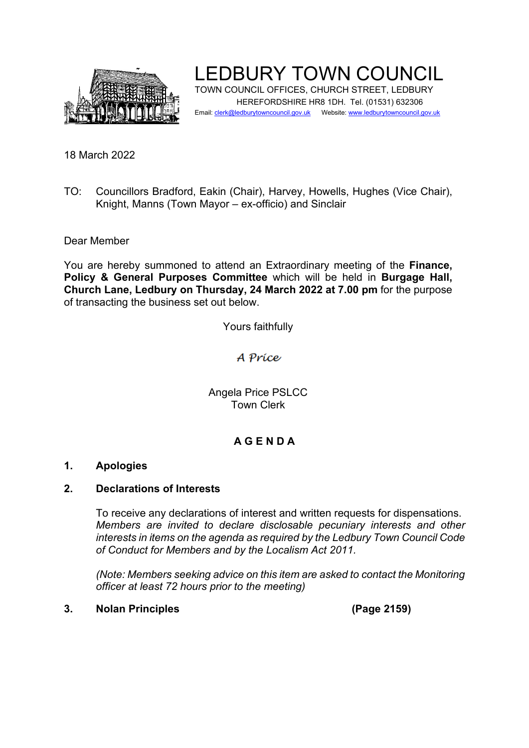# LEDBURY TOWN COUNCIL

TOWN COUNCIL OFFICES, CHURCH STREET, LEDBURY
HEREFORDSHIRE HR8 1DH. Tel. (01531) 632306
Email: clerk@ledburytowncouncil.gov.uk Website: www.ledburytowncouncil.gov.uk

18 March 2022

TO: Councillors Bradford, Eakin (Chair), Harvey, Howells, Hughes (Vice Chair), Knight, Manns (Town Mayor – ex-officio) and Sinclair

Dear Member

You are hereby summoned to attend an Extraordinary meeting of the **Finance, Policy & General Purposes Committee** which will be held in **Burgage Hall, Church Lane, Ledbury on Thursday, 24 March 2022 at 7.00 pm** for the purpose of transacting the business set out below.

Yours faithfully

*A Price*

Angela Price PSLCC
Town Clerk

## A G E N D A

**1. Apologies**

**2. Declarations of Interests**

To receive any declarations of interest and written requests for dispensations. *Members are invited to declare disclosable pecuniary interests and other interests in items on the agenda as required by the Ledbury Town Council Code of Conduct for Members and by the Localism Act 2011.*

*(Note: Members seeking advice on this item are asked to contact the Monitoring officer at least 72 hours prior to the meeting)*

**3. Nolan Principles** **(Page 2159)**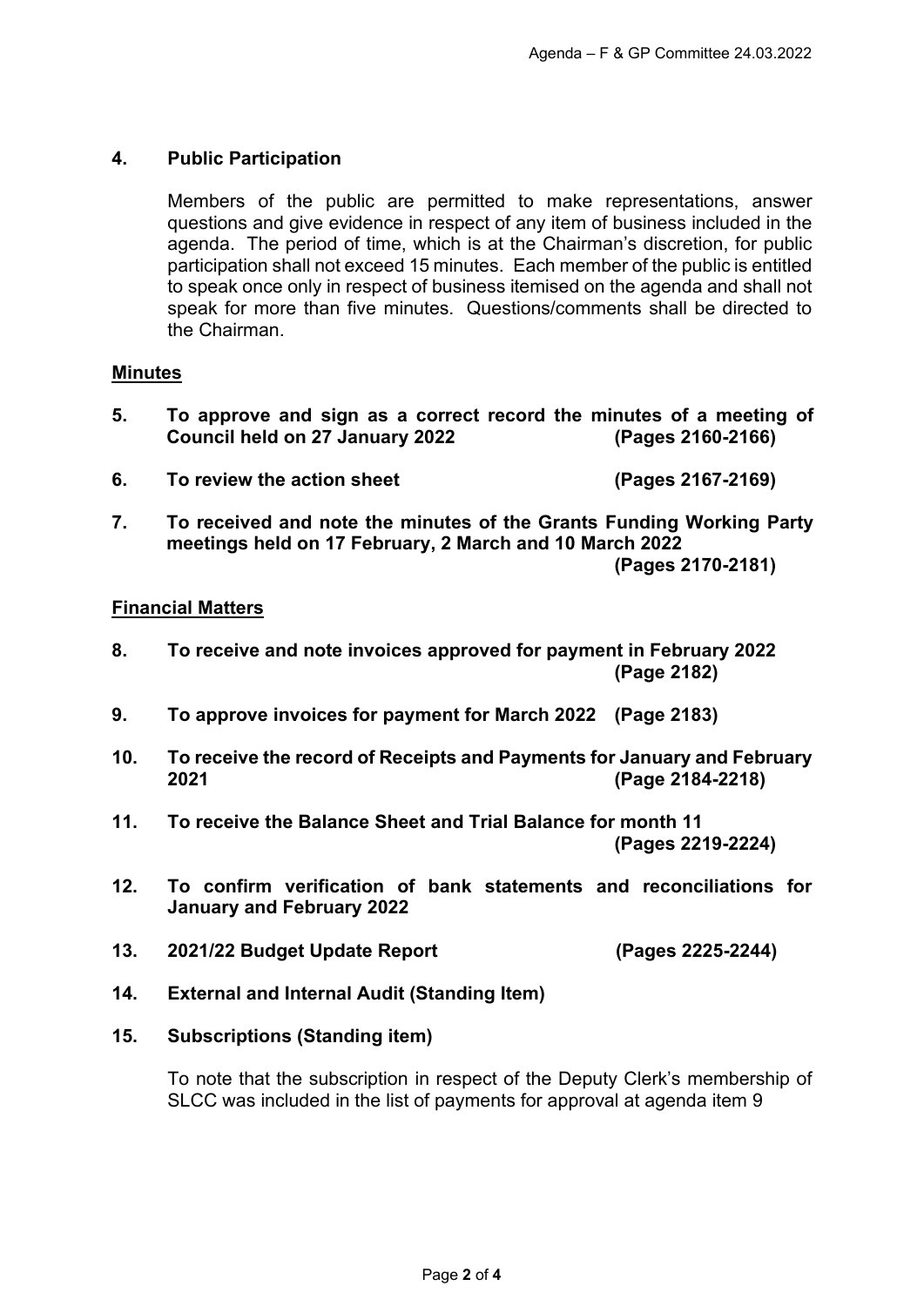**4. Public Participation**

Members of the public are permitted to make representations, answer questions and give evidence in respect of any item of business included in the agenda. The period of time, which is at the Chairman's discretion, for public participation shall not exceed 15 minutes. Each member of the public is entitled to speak once only in respect of business itemised on the agenda and shall not speak for more than five minutes. Questions/comments shall be directed to the Chairman.

**Minutes**

**5. To approve and sign as a correct record the minutes of a meeting of Council held on 27 January 2022 (Pages 2160-2166)**

**6. To review the action sheet (Pages 2167-2169)**

**7. To received and note the minutes of the Grants Funding Working Party meetings held on 17 February, 2 March and 10 March 2022 (Pages 2170-2181)**

**Financial Matters**

**8. To receive and note invoices approved for payment in February 2022 (Page 2182)**

**9. To approve invoices for payment for March 2022 (Page 2183)**

**10. To receive the record of Receipts and Payments for January and February 2021 (Page 2184-2218)**

**11. To receive the Balance Sheet and Trial Balance for month 11 (Pages 2219-2224)**

**12. To confirm verification of bank statements and reconciliations for January and February 2022**

**13. 2021/22 Budget Update Report (Pages 2225-2244)**

**14. External and Internal Audit (Standing Item)**

**15. Subscriptions (Standing item)**

To note that the subscription in respect of the Deputy Clerk's membership of SLCC was included in the list of payments for approval at agenda item 9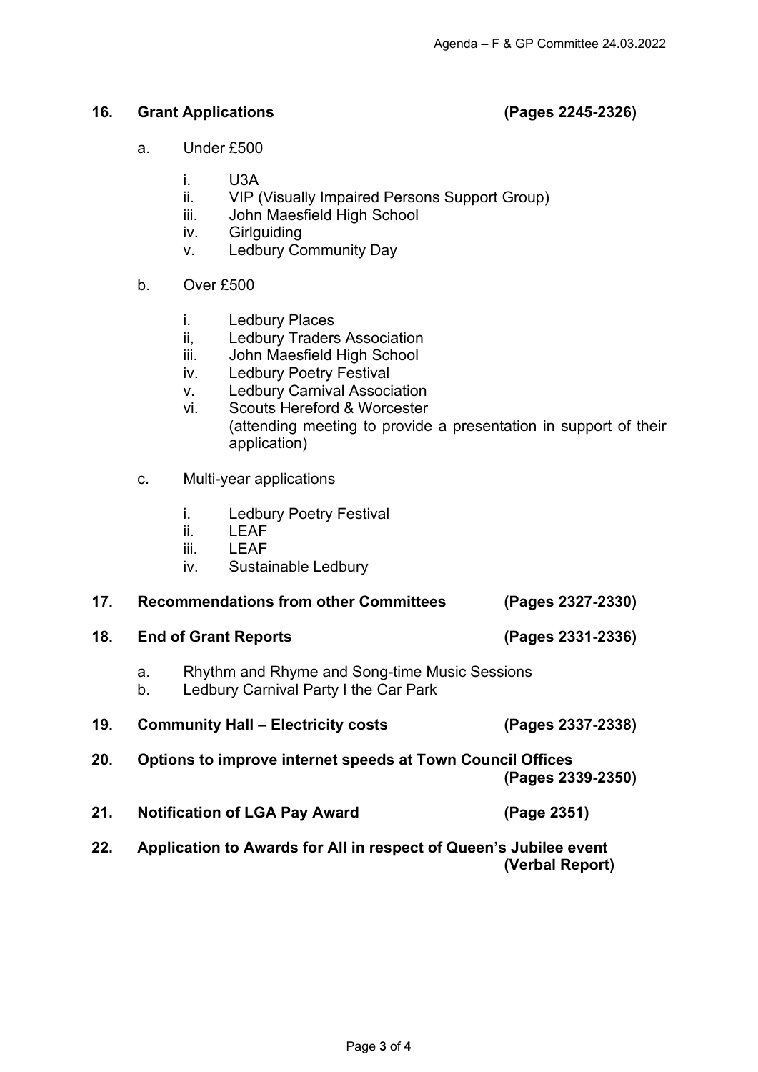**16. Grant Applications (Pages 2245-2326)**

a. Under £500

i. U3A
ii. VIP (Visually Impaired Persons Support Group)
iii. John Maesfield High School
iv. Girlguiding
v. Ledbury Community Day

b. Over £500

i. Ledbury Places
ii, Ledbury Traders Association
iii. John Maesfield High School
iv. Ledbury Poetry Festival
v. Ledbury Carnival Association
vi. Scouts Hereford & Worcester
(attending meeting to provide a presentation in support of their application)

c. Multi-year applications

i. Ledbury Poetry Festival
ii. LEAF
iii. LEAF
iv. Sustainable Ledbury

**17. Recommendations from other Committees (Pages 2327-2330)**

**18. End of Grant Reports (Pages 2331-2336)**

a. Rhythm and Rhyme and Song-time Music Sessions
b. Ledbury Carnival Party I the Car Park

**19. Community Hall – Electricity costs (Pages 2337-2338)**

**20. Options to improve internet speeds at Town Council Offices (Pages 2339-2350)**

**21. Notification of LGA Pay Award (Page 2351)**

**22. Application to Awards for All in respect of Queen's Jubilee event (Verbal Report)**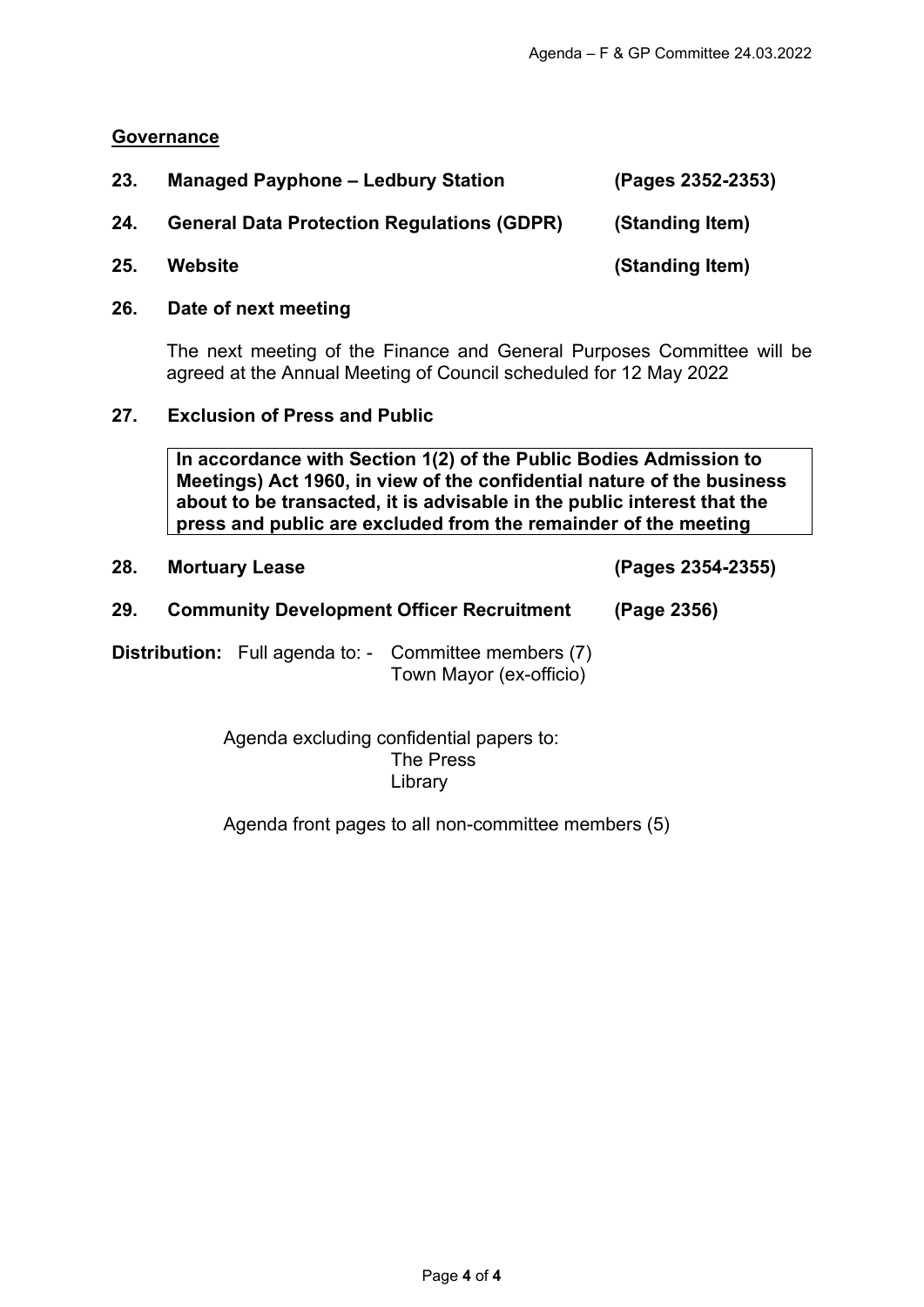## Governance

**23. Managed Payphone – Ledbury Station (Pages 2352-2353)**

**24. General Data Protection Regulations (GDPR) (Standing Item)**

**25. Website (Standing Item)**

**26. Date of next meeting**

The next meeting of the Finance and General Purposes Committee will be agreed at the Annual Meeting of Council scheduled for 12 May 2022

**27. Exclusion of Press and Public**

**In accordance with Section 1(2) of the Public Bodies Admission to Meetings) Act 1960, in view of the confidential nature of the business about to be transacted, it is advisable in the public interest that the press and public are excluded from the remainder of the meeting**

**28. Mortuary Lease (Pages 2354-2355)**

**29. Community Development Officer Recruitment (Page 2356)**

**Distribution:** Full agenda to: - Committee members (7)
Town Mayor (ex-officio)

Agenda excluding confidential papers to:
The Press
Library

Agenda front pages to all non-committee members (5)